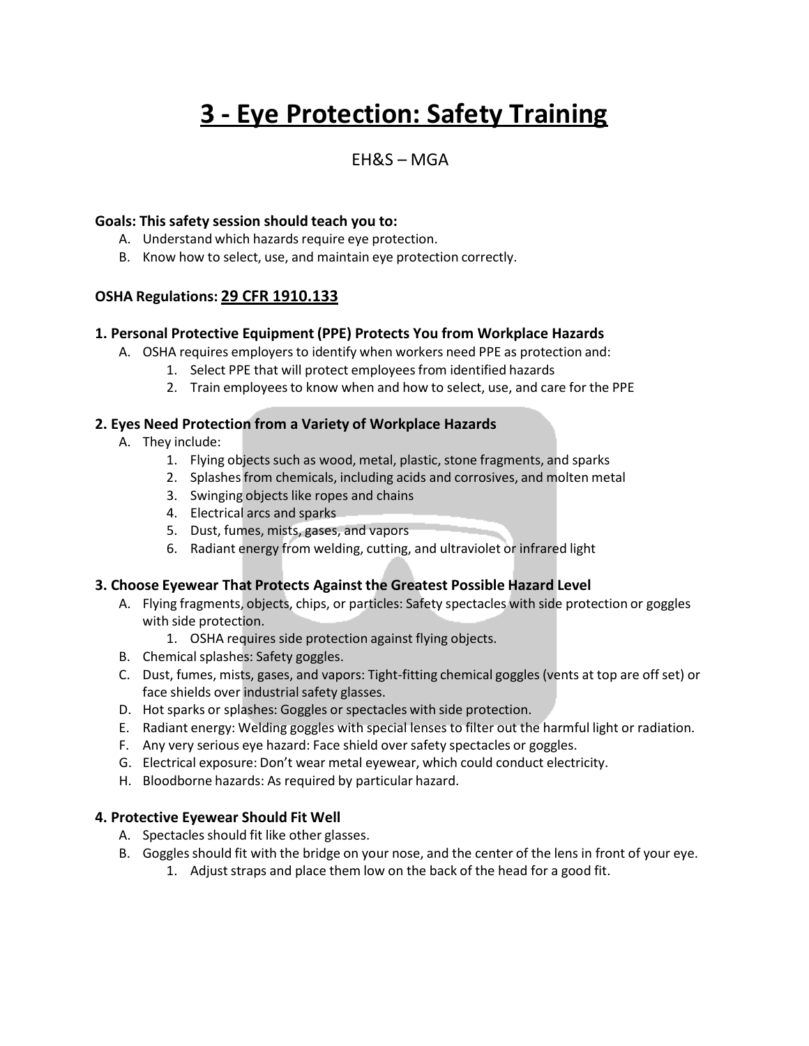# 3 - Eye Protection: Safety Training

EH&S – MGA

**Goals: This safety session should teach you to:**

A. Understand which hazards require eye protection.
B. Know how to select, use, and maintain eye protection correctly.

**OSHA Regulations: 29 CFR 1910.133**

### 1. Personal Protective Equipment (PPE) Protects You from Workplace Hazards

A. OSHA requires employers to identify when workers need PPE as protection and:
   1. Select PPE that will protect employees from identified hazards
   2. Train employees to know when and how to select, use, and care for the PPE

### 2. Eyes Need Protection from a Variety of Workplace Hazards

A. They include:
   1. Flying objects such as wood, metal, plastic, stone fragments, and sparks
   2. Splashes from chemicals, including acids and corrosives, and molten metal
   3. Swinging objects like ropes and chains
   4. Electrical arcs and sparks
   5. Dust, fumes, mists, gases, and vapors
   6. Radiant energy from welding, cutting, and ultraviolet or infrared light

### 3. Choose Eyewear That Protects Against the Greatest Possible Hazard Level

A. Flying fragments, objects, chips, or particles: Safety spectacles with side protection or goggles with side protection.
   1. OSHA requires side protection against flying objects.
B. Chemical splashes: Safety goggles.
C. Dust, fumes, mists, gases, and vapors: Tight-fitting chemical goggles (vents at top are off set) or face shields over industrial safety glasses.
D. Hot sparks or splashes: Goggles or spectacles with side protection.
E. Radiant energy: Welding goggles with special lenses to filter out the harmful light or radiation.
F. Any very serious eye hazard: Face shield over safety spectacles or goggles.
G. Electrical exposure: Don't wear metal eyewear, which could conduct electricity.
H. Bloodborne hazards: As required by particular hazard.

### 4. Protective Eyewear Should Fit Well

A. Spectacles should fit like other glasses.
B. Goggles should fit with the bridge on your nose, and the center of the lens in front of your eye.
   1. Adjust straps and place them low on the back of the head for a good fit.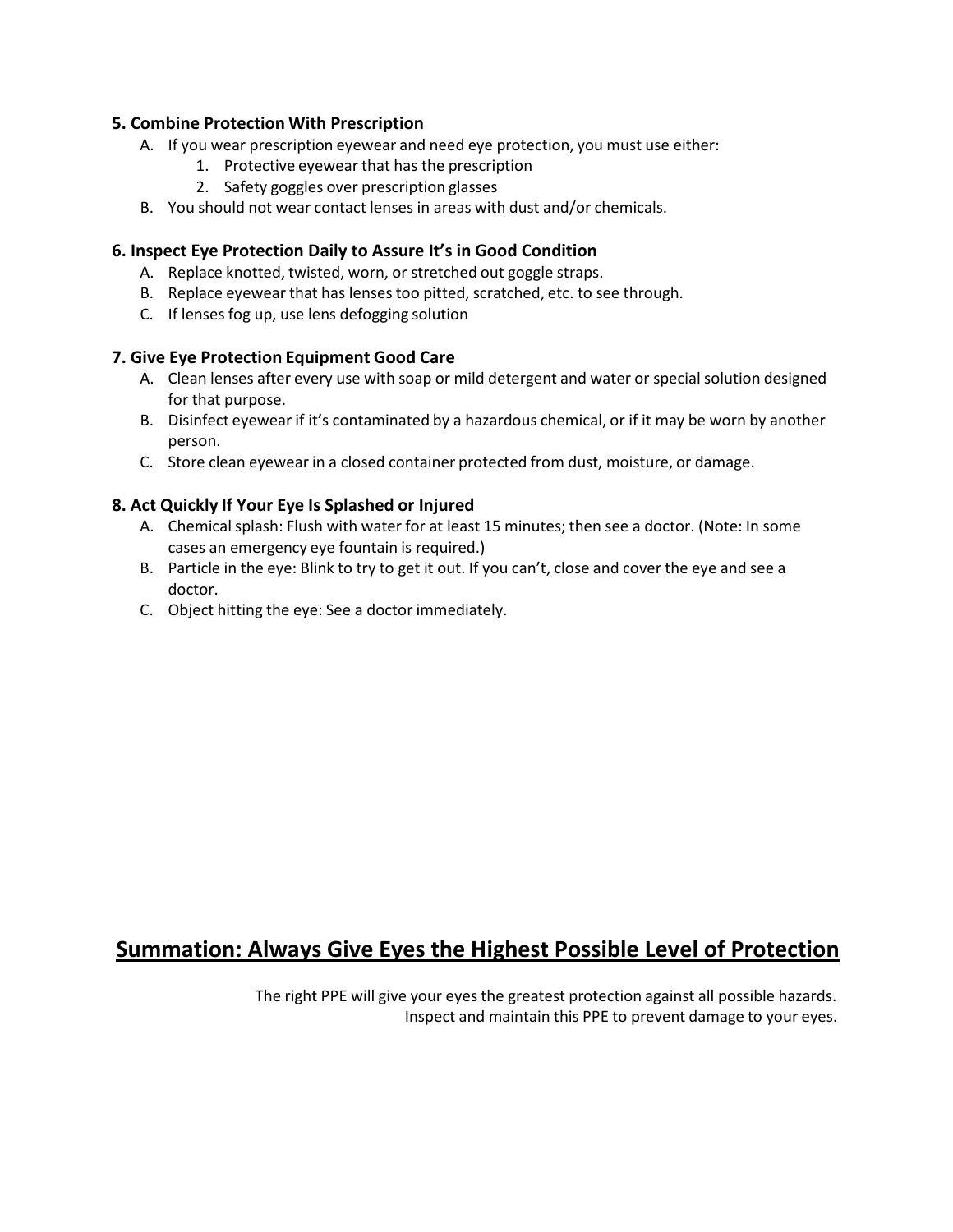**5. Combine Protection With Prescription**

A. If you wear prescription eyewear and need eye protection, you must use either:
   1. Protective eyewear that has the prescription
   2. Safety goggles over prescription glasses

B. You should not wear contact lenses in areas with dust and/or chemicals.

**6. Inspect Eye Protection Daily to Assure It's in Good Condition**

A. Replace knotted, twisted, worn, or stretched out goggle straps.

B. Replace eyewear that has lenses too pitted, scratched, etc. to see through.

C. If lenses fog up, use lens defogging solution

**7. Give Eye Protection Equipment Good Care**

A. Clean lenses after every use with soap or mild detergent and water or special solution designed for that purpose.

B. Disinfect eyewear if it's contaminated by a hazardous chemical, or if it may be worn by another person.

C. Store clean eyewear in a closed container protected from dust, moisture, or damage.

**8. Act Quickly If Your Eye Is Splashed or Injured**

A. Chemical splash: Flush with water for at least 15 minutes; then see a doctor. (Note: In some cases an emergency eye fountain is required.)

B. Particle in the eye: Blink to try to get it out. If you can't, close and cover the eye and see a doctor.

C. Object hitting the eye: See a doctor immediately.

## Summation: Always Give Eyes the Highest Possible Level of Protection

The right PPE will give your eyes the greatest protection against all possible hazards. Inspect and maintain this PPE to prevent damage to your eyes.